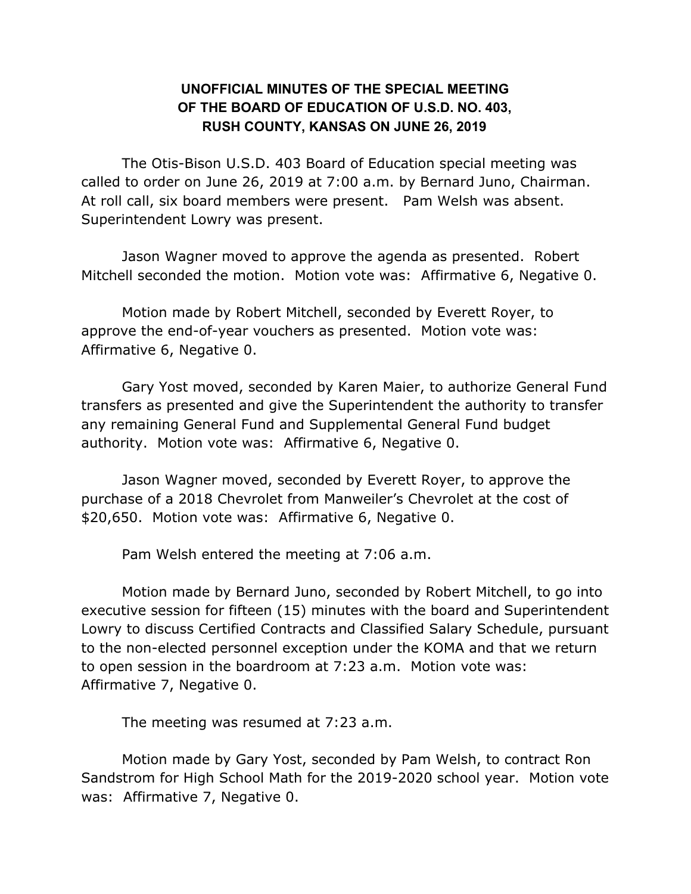# UNOFFICIAL MINUTES OF THE SPECIAL MEETING OF THE BOARD OF EDUCATION OF U.S.D. NO. 403, RUSH COUNTY, KANSAS ON JUNE 26, 2019

The Otis-Bison U.S.D. 403 Board of Education special meeting was called to order on June 26, 2019 at 7:00 a.m. by Bernard Juno, Chairman. At roll call, six board members were present. Pam Welsh was absent. Superintendent Lowry was present.

Jason Wagner moved to approve the agenda as presented. Robert Mitchell seconded the motion. Motion vote was: Affirmative 6, Negative 0.

Motion made by Robert Mitchell, seconded by Everett Royer, to approve the end-of-year vouchers as presented. Motion vote was: Affirmative 6, Negative 0.

Gary Yost moved, seconded by Karen Maier, to authorize General Fund transfers as presented and give the Superintendent the authority to transfer any remaining General Fund and Supplemental General Fund budget authority. Motion vote was: Affirmative 6, Negative 0.

Jason Wagner moved, seconded by Everett Royer, to approve the purchase of a 2018 Chevrolet from Manweiler's Chevrolet at the cost of $20,650. Motion vote was: Affirmative 6, Negative 0.

Pam Welsh entered the meeting at 7:06 a.m.

Motion made by Bernard Juno, seconded by Robert Mitchell, to go into executive session for fifteen (15) minutes with the board and Superintendent Lowry to discuss Certified Contracts and Classified Salary Schedule, pursuant to the non-elected personnel exception under the KOMA and that we return to open session in the boardroom at 7:23 a.m. Motion vote was: Affirmative 7, Negative 0.

The meeting was resumed at 7:23 a.m.

Motion made by Gary Yost, seconded by Pam Welsh, to contract Ron Sandstrom for High School Math for the 2019-2020 school year. Motion vote was: Affirmative 7, Negative 0.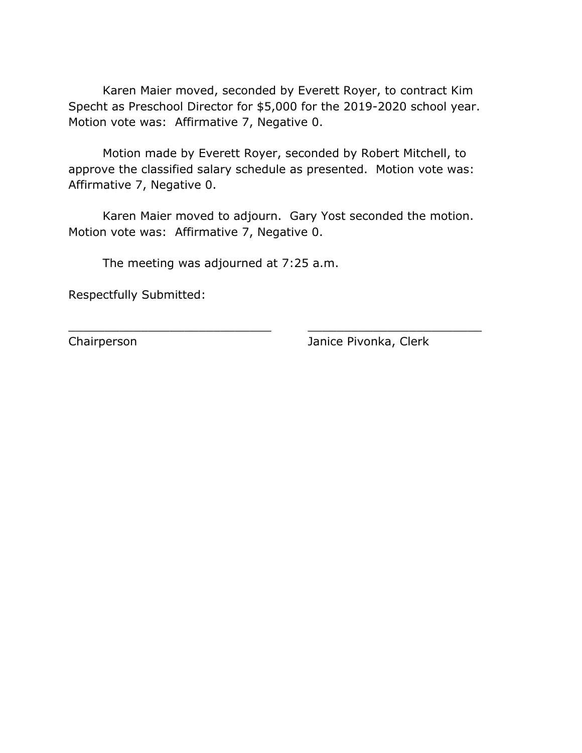Karen Maier moved, seconded by Everett Royer, to contract Kim Specht as Preschool Director for $5,000 for the 2019-2020 school year. Motion vote was: Affirmative 7, Negative 0.

Motion made by Everett Royer, seconded by Robert Mitchell, to approve the classified salary schedule as presented. Motion vote was: Affirmative 7, Negative 0.

Karen Maier moved to adjourn. Gary Yost seconded the motion. Motion vote was: Affirmative 7, Negative 0.

The meeting was adjourned at 7:25 a.m.

Respectfully Submitted:

| | |
|---|---|
| ____________________________ | ________________________ |
| Chairperson | Janice Pivonka, Clerk |